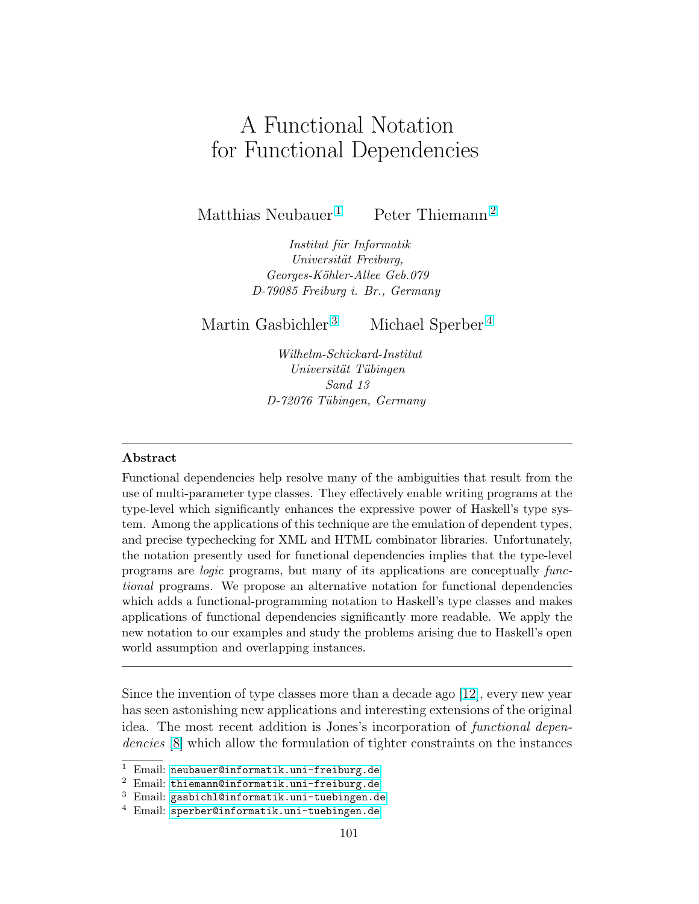# A Functional Notation for Functional Dependencies

Matthias Neubauer [1]   Peter Thiemann [2]

*Institut für Informatik*
*Universität Freiburg,*
*Georges-Köhler-Allee Geb.079*
*D-79085 Freiburg i. Br., Germany*

Martin Gasbichler [3]   Michael Sperber [4]

*Wilhelm-Schickard-Institut*
*Universität Tübingen*
*Sand 13*
*D-72076 Tübingen, Germany*

---

**Abstract**

Functional dependencies help resolve many of the ambiguities that result from the use of multi-parameter type classes. They effectively enable writing programs at the type-level which significantly enhances the expressive power of Haskell's type system. Among the applications of this technique are the emulation of dependent types, and precise typechecking for XML and HTML combinator libraries. Unfortunately, the notation presently used for functional dependencies implies that the type-level programs are *logic* programs, but many of its applications are conceptually *functional* programs. We propose an alternative notation for functional dependencies which adds a functional-programming notation to Haskell's type classes and makes applications of functional dependencies significantly more readable. We apply the new notation to our examples and study the problems arising due to Haskell's open world assumption and overlapping instances.

---

Since the invention of type classes more than a decade ago [12], every new year has seen astonishing new applications and interesting extensions of the original idea. The most recent addition is Jones's incorporation of *functional dependencies* [8] which allow the formulation of tighter constraints on the instances

[1] Email: neubauer@informatik.uni-freiburg.de
[2] Email: thiemann@informatik.uni-freiburg.de
[3] Email: gasbichl@informatik.uni-tuebingen.de
[4] Email: sperber@informatik.uni-tuebingen.de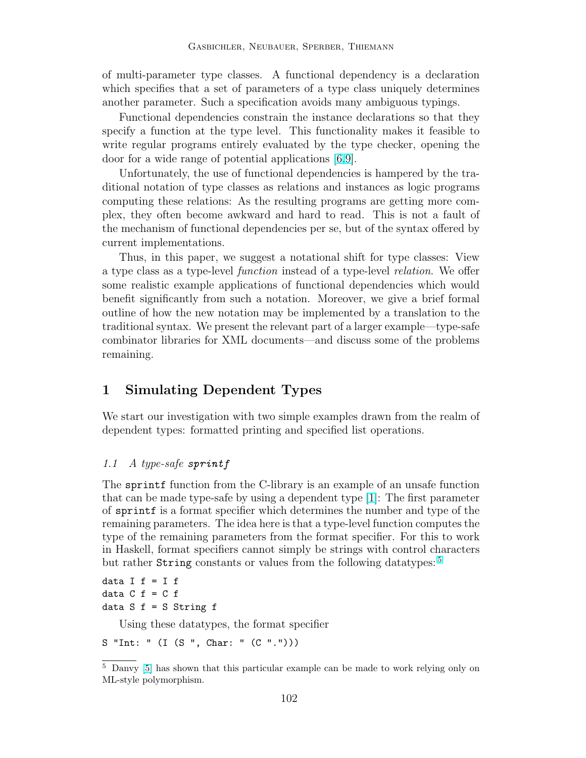of multi-parameter type classes. A functional dependency is a declaration which specifies that a set of parameters of a type class uniquely determines another parameter. Such a specification avoids many ambiguous typings.

Functional dependencies constrain the instance declarations so that they specify a function at the type level. This functionality makes it feasible to write regular programs entirely evaluated by the type checker, opening the door for a wide range of potential applications [6,9].

Unfortunately, the use of functional dependencies is hampered by the traditional notation of type classes as relations and instances as logic programs computing these relations: As the resulting programs are getting more complex, they often become awkward and hard to read. This is not a fault of the mechanism of functional dependencies per se, but of the syntax offered by current implementations.

Thus, in this paper, we suggest a notational shift for type classes: View a type class as a type-level *function* instead of a type-level *relation*. We offer some realistic example applications of functional dependencies which would benefit significantly from such a notation. Moreover, we give a brief formal outline of how the new notation may be implemented by a translation to the traditional syntax. We present the relevant part of a larger example—type-safe combinator libraries for XML documents—and discuss some of the problems remaining.

## 1 Simulating Dependent Types

We start our investigation with two simple examples drawn from the realm of dependent types: formatted printing and specified list operations.

### 1.1 A type-safe `sprintf`

The `sprintf` function from the C-library is an example of an unsafe function that can be made type-safe by using a dependent type [1]: The first parameter of `sprintf` is a format specifier which determines the number and type of the remaining parameters. The idea here is that a type-level function computes the type of the remaining parameters from the format specifier. For this to work in Haskell, format specifiers cannot simply be strings with control characters but rather `String` constants or values from the following datatypes:[5]

```
data I f = I f
data C f = C f
data S f = S String f
```

Using these datatypes, the format specifier

```
S "Int: " (I (S ", Char: " (C ".")))
```

[5] Danvy [5] has shown that this particular example can be made to work relying only on ML-style polymorphism.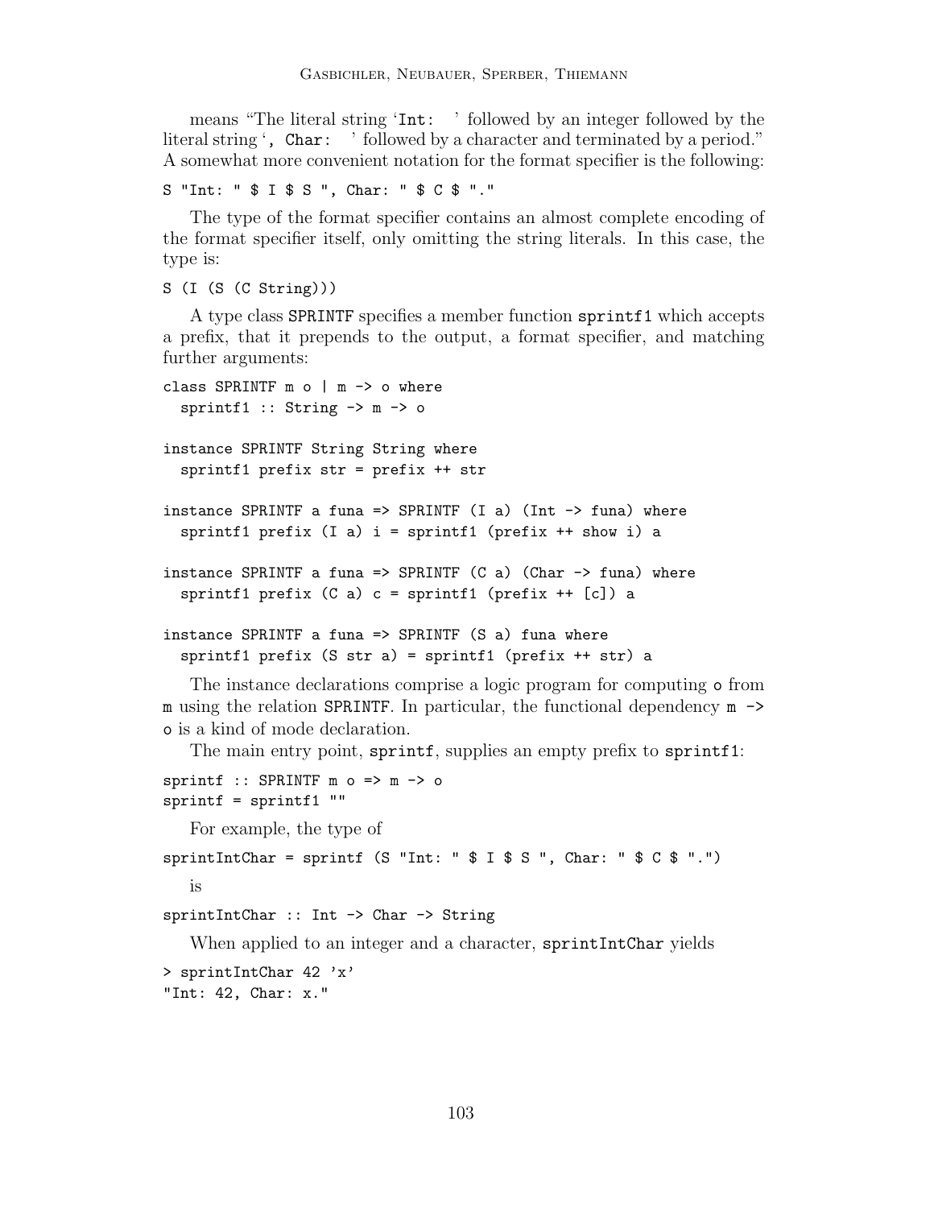means "The literal string '`Int: `' followed by an integer followed by the literal string '`, Char: `' followed by a character and terminated by a period." A somewhat more convenient notation for the format specifier is the following:

```
S "Int: " $ I $ S ", Char: " $ C $ "."
```

The type of the format specifier contains an almost complete encoding of the format specifier itself, only omitting the string literals. In this case, the type is:

```
S (I (S (C String)))
```

A type class `SPRINTF` specifies a member function `sprintf1` which accepts a prefix, that it prepends to the output, a format specifier, and matching further arguments:

```
class SPRINTF m o | m -> o where
  sprintf1 :: String -> m -> o

instance SPRINTF String String where
  sprintf1 prefix str = prefix ++ str

instance SPRINTF a funa => SPRINTF (I a) (Int -> funa) where
  sprintf1 prefix (I a) i = sprintf1 (prefix ++ show i) a

instance SPRINTF a funa => SPRINTF (C a) (Char -> funa) where
  sprintf1 prefix (C a) c = sprintf1 (prefix ++ [c]) a

instance SPRINTF a funa => SPRINTF (S a) funa where
  sprintf1 prefix (S str a) = sprintf1 (prefix ++ str) a
```

The instance declarations comprise a logic program for computing `o` from `m` using the relation `SPRINTF`. In particular, the functional dependency `m -> o` is a kind of mode declaration.

The main entry point, `sprintf`, supplies an empty prefix to `sprintf1`:

```
sprintf :: SPRINTF m o => m -> o
sprintf = sprintf1 ""
```

For example, the type of

```
sprintIntChar = sprintf (S "Int: " $ I $ S ", Char: " $ C $ ".")
```

is

```
sprintIntChar :: Int -> Char -> String
```

When applied to an integer and a character, `sprintIntChar` yields

```
> sprintIntChar 42 'x'
"Int: 42, Char: x."
```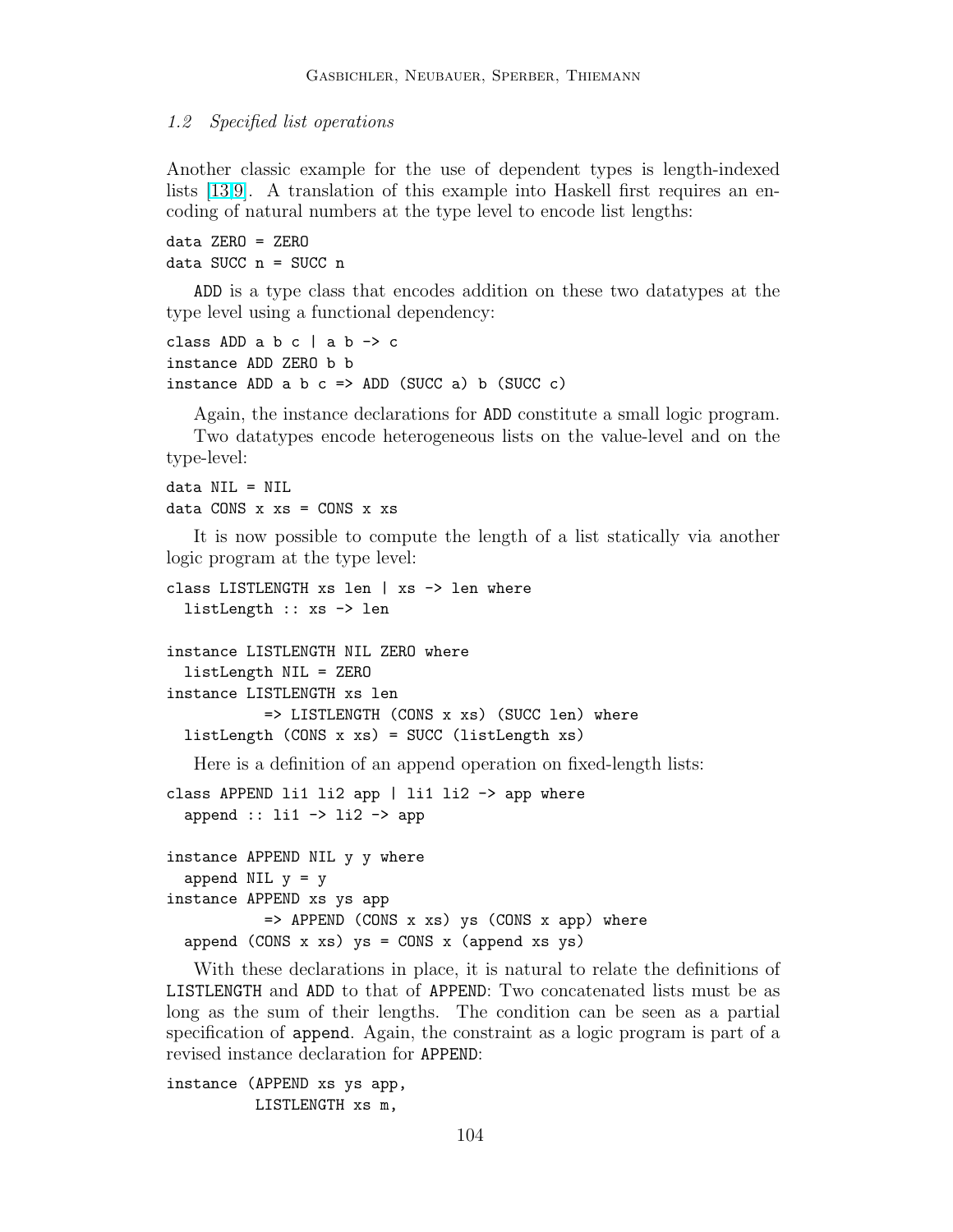### 1.2 Specified list operations

Another classic example for the use of dependent types is length-indexed lists [13,9]. A translation of this example into Haskell first requires an encoding of natural numbers at the type level to encode list lengths:

```
data ZERO = ZERO
data SUCC n = SUCC n
```

ADD is a type class that encodes addition on these two datatypes at the type level using a functional dependency:

```
class ADD a b c | a b -> c
instance ADD ZERO b b
instance ADD a b c => ADD (SUCC a) b (SUCC c)
```

Again, the instance declarations for ADD constitute a small logic program.

Two datatypes encode heterogeneous lists on the value-level and on the type-level:

```
data NIL = NIL
data CONS x xs = CONS x xs
```

It is now possible to compute the length of a list statically via another logic program at the type level:

```
class LISTLENGTH xs len | xs -> len where
  listLength :: xs -> len

instance LISTLENGTH NIL ZERO where
  listLength NIL = ZERO
instance LISTLENGTH xs len
          => LISTLENGTH (CONS x xs) (SUCC len) where
  listLength (CONS x xs) = SUCC (listLength xs)
```

Here is a definition of an append operation on fixed-length lists:

```
class APPEND li1 li2 app | li1 li2 -> app where
  append :: li1 -> li2 -> app

instance APPEND NIL y y where
  append NIL y = y
instance APPEND xs ys app
          => APPEND (CONS x xs) ys (CONS x app) where
  append (CONS x xs) ys = CONS x (append xs ys)
```

With these declarations in place, it is natural to relate the definitions of LISTLENGTH and ADD to that of APPEND: Two concatenated lists must be as long as the sum of their lengths. The condition can be seen as a partial specification of append. Again, the constraint as a logic program is part of a revised instance declaration for APPEND:

```
instance (APPEND xs ys app,
          LISTLENGTH xs m,
```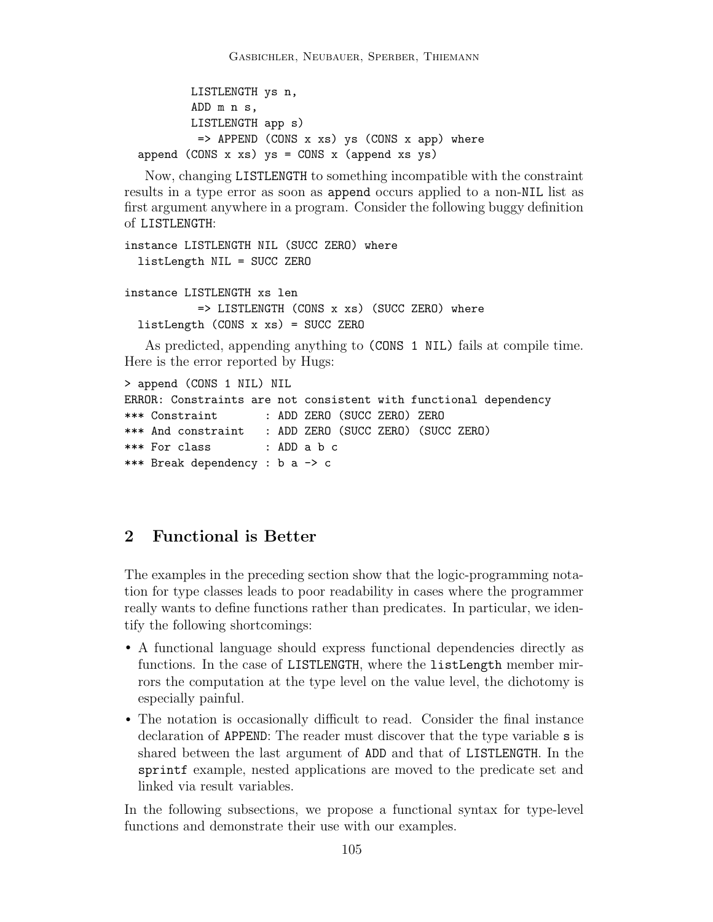```
         LISTLENGTH ys n,
         ADD m n s,
         LISTLENGTH app s)
          => APPEND (CONS x xs) ys (CONS x app) where
  append (CONS x xs) ys = CONS x (append xs ys)
```

Now, changing LISTLENGTH to something incompatible with the constraint results in a type error as soon as append occurs applied to a non-NIL list as first argument anywhere in a program. Consider the following buggy definition of LISTLENGTH:

```
instance LISTLENGTH NIL (SUCC ZERO) where
  listLength NIL = SUCC ZERO

instance LISTLENGTH xs len
          => LISTLENGTH (CONS x xs) (SUCC ZERO) where
  listLength (CONS x xs) = SUCC ZERO
```

As predicted, appending anything to (CONS 1 NIL) fails at compile time. Here is the error reported by Hugs:

```
> append (CONS 1 NIL) NIL
ERROR: Constraints are not consistent with functional dependency
*** Constraint       : ADD ZERO (SUCC ZERO) ZERO
*** And constraint   : ADD ZERO (SUCC ZERO) (SUCC ZERO)
*** For class        : ADD a b c
*** Break dependency : b a -> c
```

## 2 Functional is Better

The examples in the preceding section show that the logic-programming notation for type classes leads to poor readability in cases where the programmer really wants to define functions rather than predicates. In particular, we identify the following shortcomings:

- A functional language should express functional dependencies directly as functions. In the case of LISTLENGTH, where the listLength member mirrors the computation at the type level on the value level, the dichotomy is especially painful.
- The notation is occasionally difficult to read. Consider the final instance declaration of APPEND: The reader must discover that the type variable s is shared between the last argument of ADD and that of LISTLENGTH. In the sprintf example, nested applications are moved to the predicate set and linked via result variables.

In the following subsections, we propose a functional syntax for type-level functions and demonstrate their use with our examples.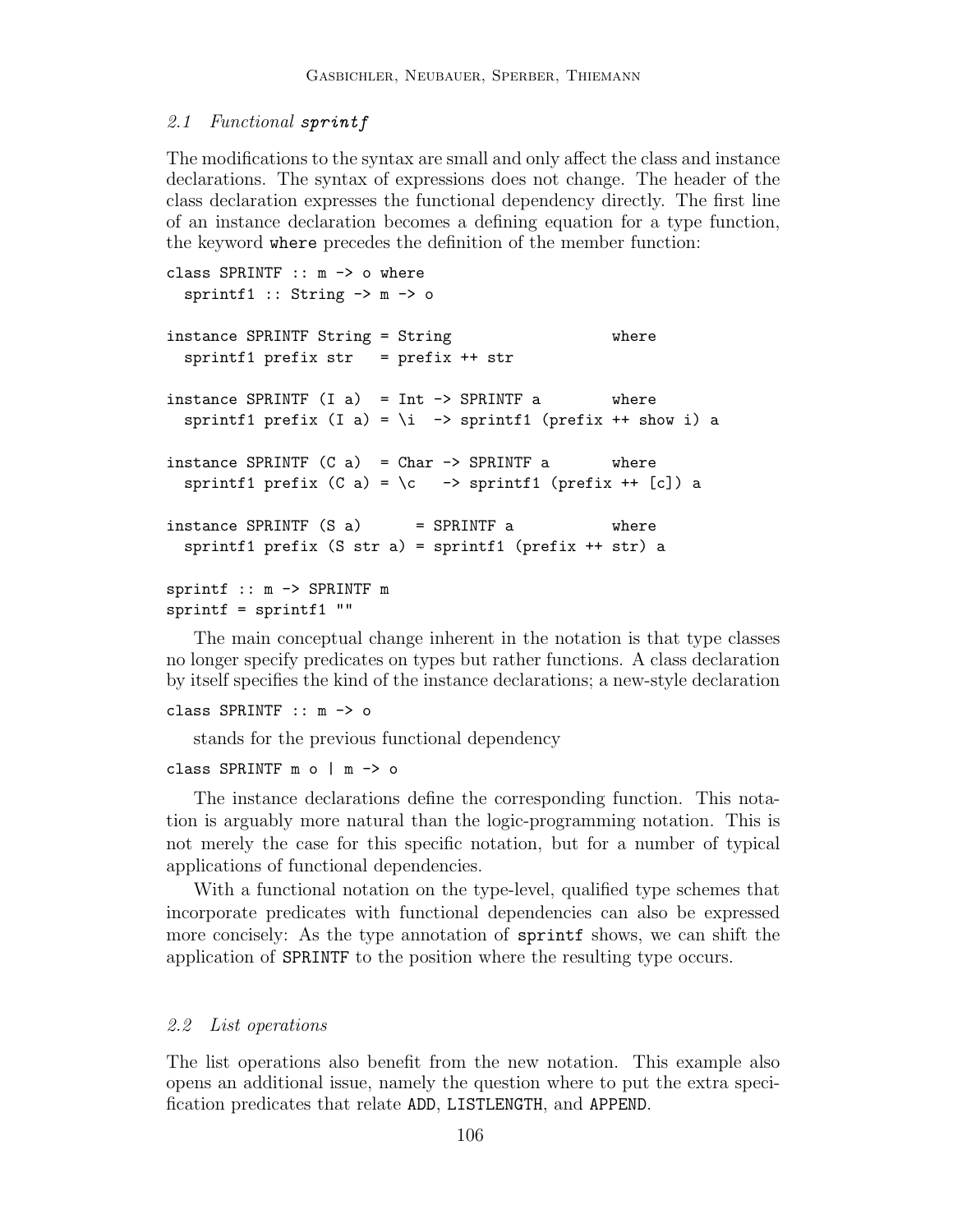### 2.1 Functional *sprintf*

The modifications to the syntax are small and only affect the class and instance declarations. The syntax of expressions does not change. The header of the class declaration expresses the functional dependency directly. The first line of an instance declaration becomes a defining equation for a type function, the keyword `where` precedes the definition of the member function:

```
class SPRINTF :: m -> o where
  sprintf1 :: String -> m -> o

instance SPRINTF String = String                  where
  sprintf1 prefix str   = prefix ++ str

instance SPRINTF (I a)  = Int -> SPRINTF a        where
  sprintf1 prefix (I a) = \i  -> sprintf1 (prefix ++ show i) a

instance SPRINTF (C a)  = Char -> SPRINTF a       where
  sprintf1 prefix (C a) = \c   -> sprintf1 (prefix ++ [c]) a

instance SPRINTF (S a)      = SPRINTF a           where
  sprintf1 prefix (S str a) = sprintf1 (prefix ++ str) a

sprintf :: m -> SPRINTF m
sprintf = sprintf1 ""
```

The main conceptual change inherent in the notation is that type classes no longer specify predicates on types but rather functions. A class declaration by itself specifies the kind of the instance declarations; a new-style declaration

```
class SPRINTF :: m -> o
```

stands for the previous functional dependency

```
class SPRINTF m o | m -> o
```

The instance declarations define the corresponding function. This notation is arguably more natural than the logic-programming notation. This is not merely the case for this specific notation, but for a number of typical applications of functional dependencies.

With a functional notation on the type-level, qualified type schemes that incorporate predicates with functional dependencies can also be expressed more concisely: As the type annotation of `sprintf` shows, we can shift the application of `SPRINTF` to the position where the resulting type occurs.

### 2.2 List operations

The list operations also benefit from the new notation. This example also opens an additional issue, namely the question where to put the extra specification predicates that relate `ADD`, `LISTLENGTH`, and `APPEND`.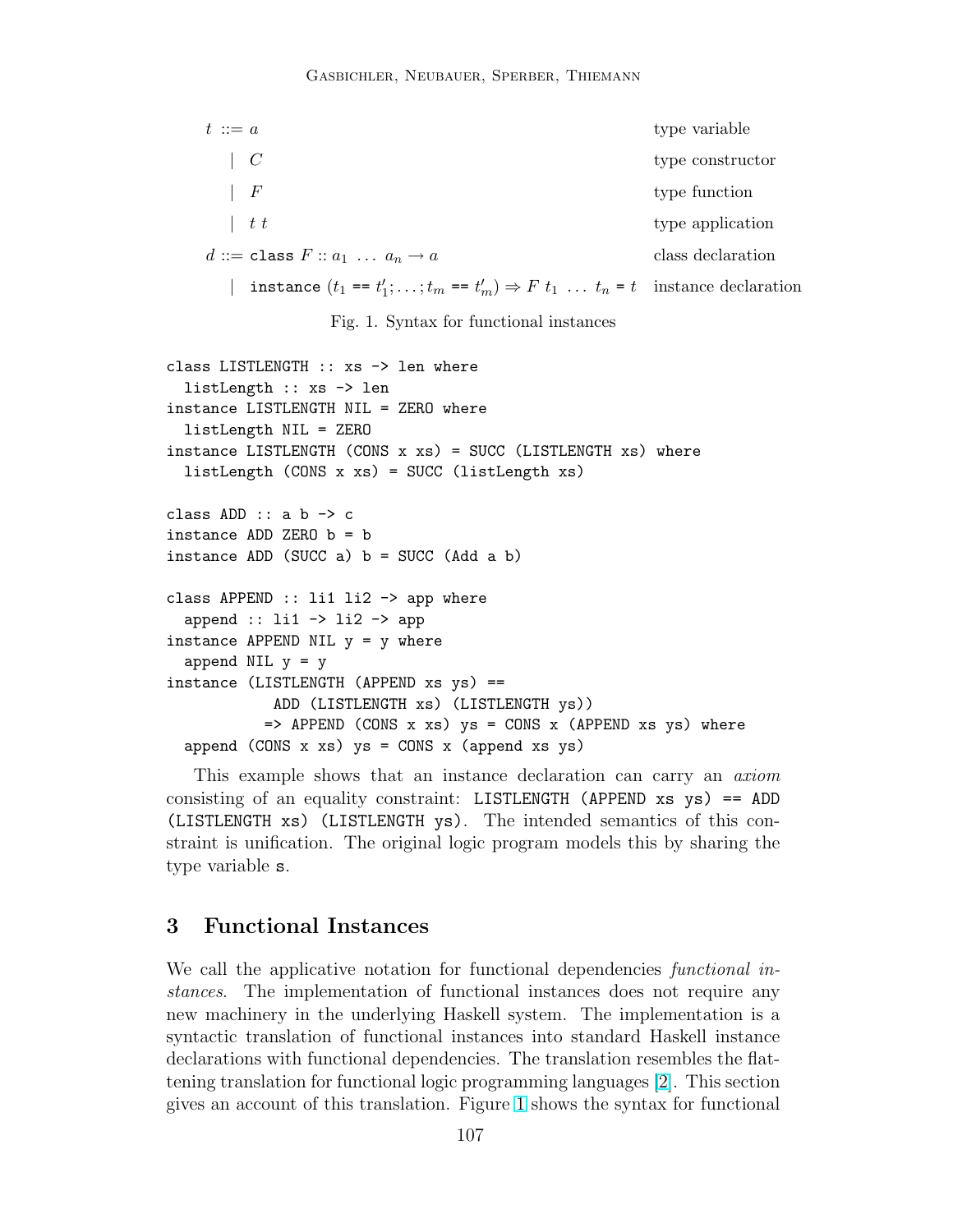$$
\begin{array}{llr}
t ::= a & & \text{type variable} \\
\quad \mid \; C & & \text{type constructor} \\
\quad \mid \; F & & \text{type function} \\
\quad \mid \; t \; t & & \text{type application} \\
d ::= \texttt{class } F :: a_1 \; \ldots \; a_n \rightarrow a & & \text{class declaration} \\
\quad \mid \; \texttt{instance } (t_1 \texttt{ == } t'_1; \ldots ; t_m \texttt{ == } t'_m) \Rightarrow F \; t_1 \; \ldots \; t_n \texttt{ = } t & & \text{instance declaration}
\end{array}
$$

Fig. 1. Syntax for functional instances

```
class LISTLENGTH :: xs -> len where
  listLength :: xs -> len
instance LISTLENGTH NIL = ZERO where
  listLength NIL = ZERO
instance LISTLENGTH (CONS x xs) = SUCC (LISTLENGTH xs) where
  listLength (CONS x xs) = SUCC (listLength xs)

class ADD :: a b -> c
instance ADD ZERO b = b
instance ADD (SUCC a) b = SUCC (Add a b)

class APPEND :: li1 li2 -> app where
  append :: li1 -> li2 -> app
instance APPEND NIL y = y where
  append NIL y = y
instance (LISTLENGTH (APPEND xs ys) ==
            ADD (LISTLENGTH xs) (LISTLENGTH ys))
           => APPEND (CONS x xs) ys = CONS x (APPEND xs ys) where
  append (CONS x xs) ys = CONS x (append xs ys)
```

This example shows that an instance declaration can carry an *axiom* consisting of an equality constraint: `LISTLENGTH (APPEND xs ys) == ADD (LISTLENGTH xs) (LISTLENGTH ys)`. The intended semantics of this constraint is unification. The original logic program models this by sharing the type variable `s`.

## 3 Functional Instances

We call the applicative notation for functional dependencies *functional instances*. The implementation of functional instances does not require any new machinery in the underlying Haskell system. The implementation is a syntactic translation of functional instances into standard Haskell instance declarations with functional dependencies. The translation resembles the flattening translation for functional logic programming languages [2]. This section gives an account of this translation. Figure 1 shows the syntax for functional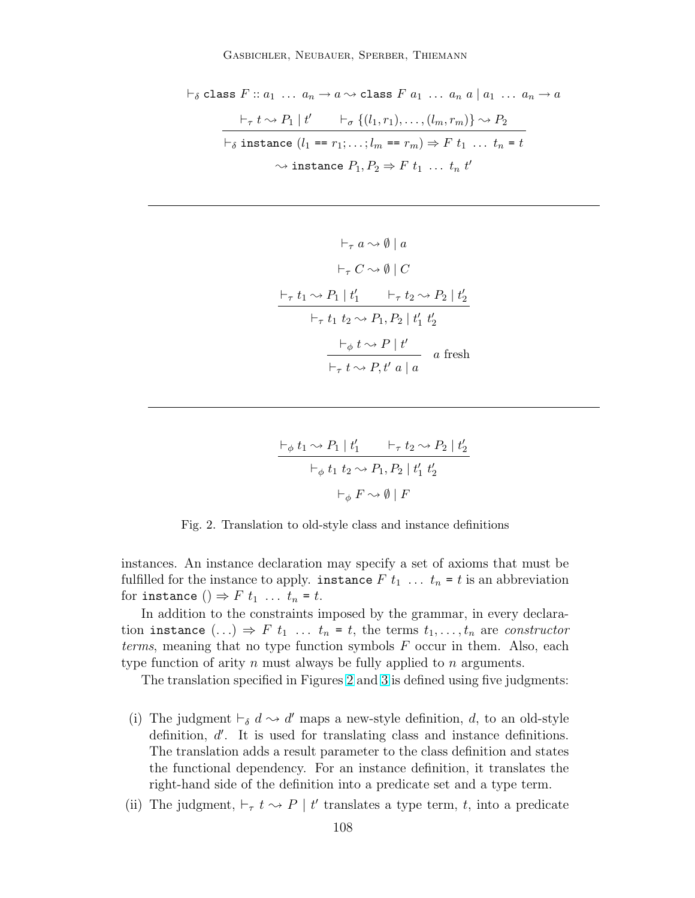$$\vdash_\delta \texttt{class}\ F :: a_1\ \ldots\ a_n \to a \rightsquigarrow \texttt{class}\ F\ a_1\ \ldots\ a_n\ a \mid a_1\ \ldots\ a_n \to a$$

$$\frac{\vdash_\tau t \rightsquigarrow P_1 \mid t' \qquad \vdash_\sigma \{(l_1, r_1), \ldots, (l_m, r_m)\} \rightsquigarrow P_2}{\vdash_\delta \texttt{instance}\ (l_1 \texttt{ == } r_1; \ldots; l_m \texttt{ == } r_m) \Rightarrow F\ t_1\ \ldots\ t_n \texttt{ = } t}$$

$$\rightsquigarrow \texttt{instance}\ P_1, P_2 \Rightarrow F\ t_1\ \ldots\ t_n\ t'$$

---

$$\vdash_\tau a \rightsquigarrow \emptyset \mid a$$

$$\vdash_\tau C \rightsquigarrow \emptyset \mid C$$

$$\frac{\vdash_\tau t_1 \rightsquigarrow P_1 \mid t_1' \qquad \vdash_\tau t_2 \rightsquigarrow P_2 \mid t_2'}{\vdash_\tau t_1\ t_2 \rightsquigarrow P_1, P_2 \mid t_1'\ t_2'}$$

$$\frac{\vdash_\phi t \rightsquigarrow P \mid t'}{\vdash_\tau t \rightsquigarrow P, t'\ a \mid a} \quad a \text{ fresh}$$

---

$$\frac{\vdash_\phi t_1 \rightsquigarrow P_1 \mid t_1' \qquad \vdash_\tau t_2 \rightsquigarrow P_2 \mid t_2'}{\vdash_\phi t_1\ t_2 \rightsquigarrow P_1, P_2 \mid t_1'\ t_2'}$$

$$\vdash_\phi F \rightsquigarrow \emptyset \mid F$$

Fig. 2. Translation to old-style class and instance definitions

instances. An instance declaration may specify a set of axioms that must be fulfilled for the instance to apply. `instance` $F\ t_1\ \ldots\ t_n$ `=` $t$ is an abbreviation for `instance` $() \Rightarrow F\ t_1\ \ldots\ t_n$ `=` $t$.

In addition to the constraints imposed by the grammar, in every declaration `instance` $(\ldots) \Rightarrow F\ t_1\ \ldots\ t_n$ `=` $t$, the terms $t_1, \ldots, t_n$ are *constructor terms*, meaning that no type function symbols $F$ occur in them. Also, each type function of arity $n$ must always be fully applied to $n$ arguments.

The translation specified in Figures 2 and 3 is defined using five judgments:

(i) The judgment $\vdash_\delta d \rightsquigarrow d'$ maps a new-style definition, $d$, to an old-style definition, $d'$. It is used for translating class and instance definitions. The translation adds a result parameter to the class definition and states the functional dependency. For an instance definition, it translates the right-hand side of the definition into a predicate set and a type term.

(ii) The judgment, $\vdash_\tau t \rightsquigarrow P \mid t'$ translates a type term, $t$, into a predicate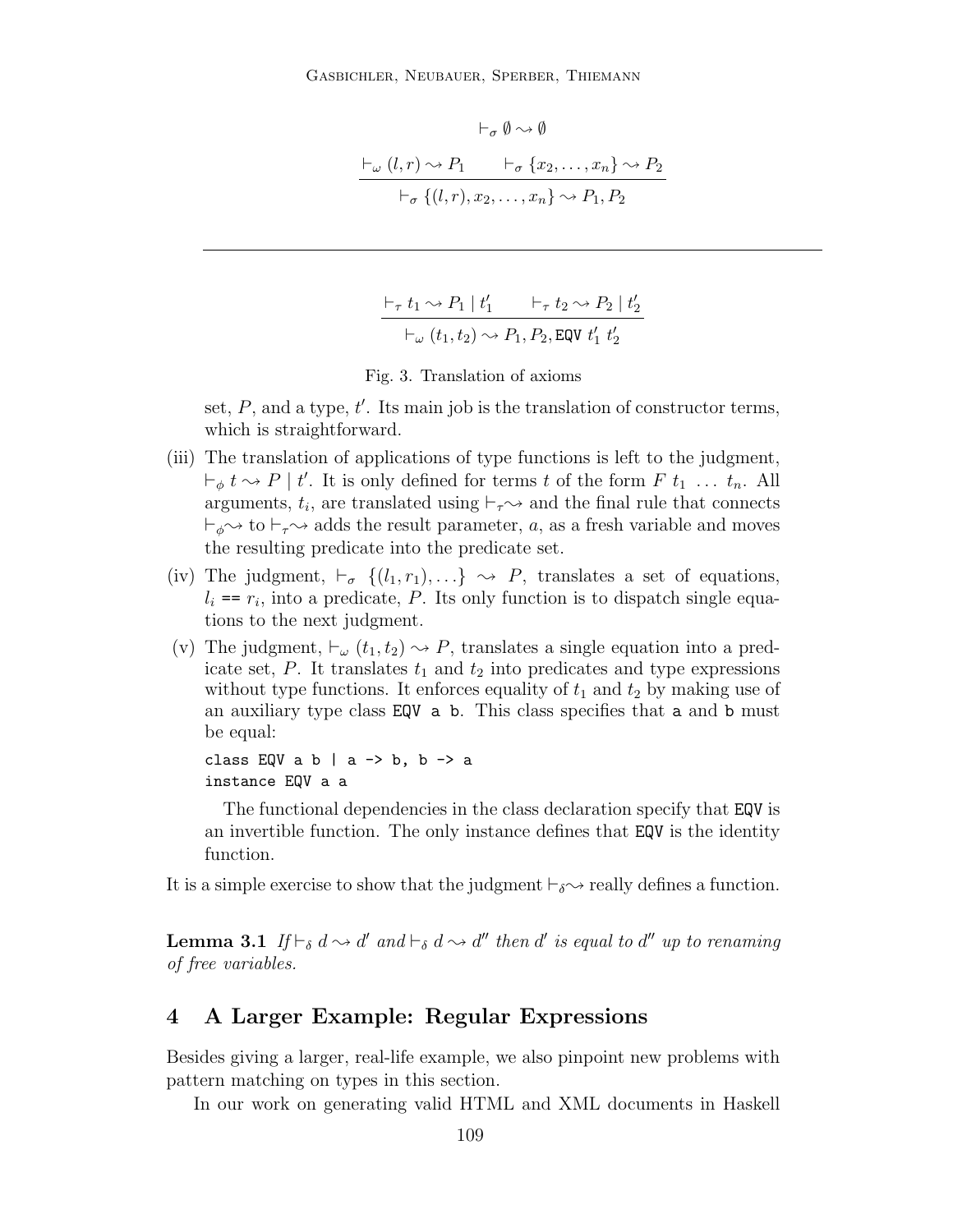$$\vdash_\sigma \emptyset \rightsquigarrow \emptyset$$

$$\frac{\vdash_\omega (l,r) \rightsquigarrow P_1 \qquad \vdash_\sigma \{x_2,\ldots,x_n\} \rightsquigarrow P_2}{\vdash_\sigma \{(l,r),x_2,\ldots,x_n\} \rightsquigarrow P_1, P_2}$$

---

$$\frac{\vdash_\tau t_1 \rightsquigarrow P_1 \mid t_1' \qquad \vdash_\tau t_2 \rightsquigarrow P_2 \mid t_2'}{\vdash_\omega (t_1,t_2) \rightsquigarrow P_1, P_2, \texttt{EQV}\ t_1'\ t_2'}$$

Fig. 3. Translation of axioms

set, $P$, and a type, $t'$. Its main job is the translation of constructor terms, which is straightforward.

(iii) The translation of applications of type functions is left to the judgment, $\vdash_\phi t \rightsquigarrow P \mid t'$. It is only defined for terms $t$ of the form $F\ t_1\ \ldots\ t_n$. All arguments, $t_i$, are translated using $\vdash_\tau\rightsquigarrow$ and the final rule that connects $\vdash_\phi\rightsquigarrow$ to $\vdash_\tau\rightsquigarrow$ adds the result parameter, $a$, as a fresh variable and moves the resulting predicate into the predicate set.

(iv) The judgment, $\vdash_\sigma \{(l_1,r_1),\ldots\} \rightsquigarrow P$, translates a set of equations, $l_i$ `==` $r_i$, into a predicate, $P$. Its only function is to dispatch single equations to the next judgment.

(v) The judgment, $\vdash_\omega (t_1,t_2) \rightsquigarrow P$, translates a single equation into a predicate set, $P$. It translates $t_1$ and $t_2$ into predicates and type expressions without type functions. It enforces equality of $t_1$ and $t_2$ by making use of an auxiliary type class `EQV a b`. This class specifies that `a` and `b` must be equal:

```
class EQV a b | a -> b, b -> a
instance EQV a a
```

The functional dependencies in the class declaration specify that `EQV` is an invertible function. The only instance defines that `EQV` is the identity function.

It is a simple exercise to show that the judgment $\vdash_\delta\rightsquigarrow$ really defines a function.

**Lemma 3.1** *If* $\vdash_\delta d \rightsquigarrow d'$ *and* $\vdash_\delta d \rightsquigarrow d''$ *then* $d'$ *is equal to* $d''$ *up to renaming of free variables.*

## 4 A Larger Example: Regular Expressions

Besides giving a larger, real-life example, we also pinpoint new problems with pattern matching on types in this section.

In our work on generating valid HTML and XML documents in Haskell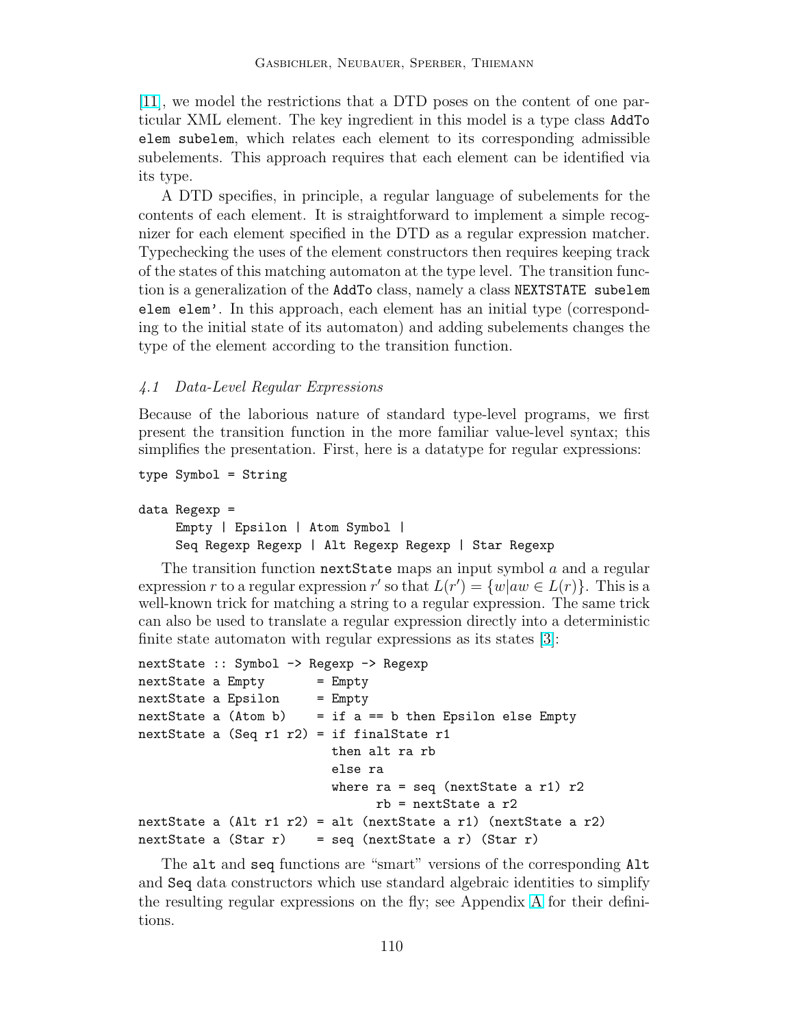[11], we model the restrictions that a DTD poses on the content of one particular XML element. The key ingredient in this model is a type class `AddTo elem subelem`, which relates each element to its corresponding admissible subelements. This approach requires that each element can be identified via its type.

A DTD specifies, in principle, a regular language of subelements for the contents of each element. It is straightforward to implement a simple recognizer for each element specified in the DTD as a regular expression matcher. Typechecking the uses of the element constructors then requires keeping track of the states of this matching automaton at the type level. The transition function is a generalization of the `AddTo` class, namely a class `NEXTSTATE subelem elem elem'`. In this approach, each element has an initial type (corresponding to the initial state of its automaton) and adding subelements changes the type of the element according to the transition function.

### *4.1 Data-Level Regular Expressions*

Because of the laborious nature of standard type-level programs, we first present the transition function in the more familiar value-level syntax; this simplifies the presentation. First, here is a datatype for regular expressions:

```
type Symbol = String

data Regexp =
     Empty | Epsilon | Atom Symbol |
     Seq Regexp Regexp | Alt Regexp Regexp | Star Regexp
```

The transition function `nextState` maps an input symbol $a$ and a regular expression $r$ to a regular expression $r'$ so that $L(r') = \{w | aw \in L(r)\}$. This is a well-known trick for matching a string to a regular expression. The same trick can also be used to translate a regular expression directly into a deterministic finite state automaton with regular expressions as its states [3]:

```
nextState :: Symbol -> Regexp -> Regexp
nextState a Empty       = Empty
nextState a Epsilon     = Empty
nextState a (Atom b)    = if a == b then Epsilon else Empty
nextState a (Seq r1 r2) = if finalState r1
                          then alt ra rb
                          else ra
                          where ra = seq (nextState a r1) r2
                                rb = nextState a r2
nextState a (Alt r1 r2) = alt (nextState a r1) (nextState a r2)
nextState a (Star r)    = seq (nextState a r) (Star r)
```

The `alt` and `seq` functions are "smart" versions of the corresponding `Alt` and `Seq` data constructors which use standard algebraic identities to simplify the resulting regular expressions on the fly; see Appendix A for their definitions.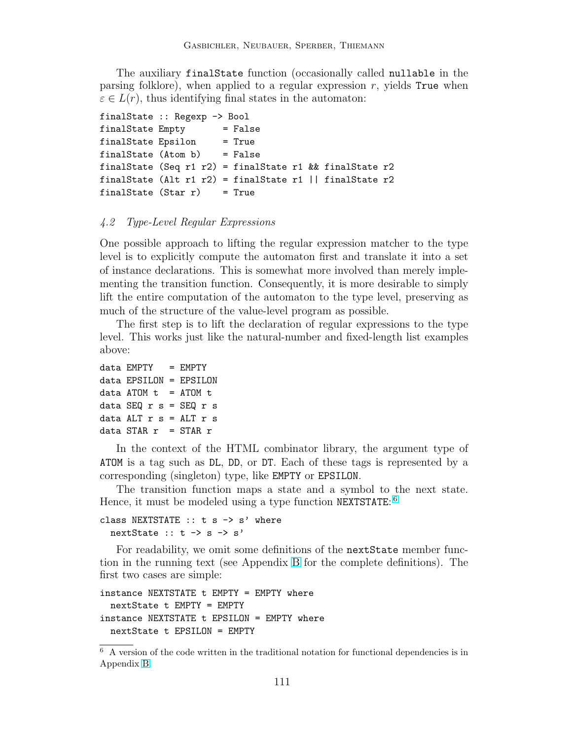The auxiliary `finalState` function (occasionally called `nullable` in the parsing folklore), when applied to a regular expression $r$, yields `True` when $\varepsilon \in L(r)$, thus identifying final states in the automaton:

```
finalState :: Regexp -> Bool
finalState Empty       = False
finalState Epsilon     = True
finalState (Atom b)    = False
finalState (Seq r1 r2) = finalState r1 && finalState r2
finalState (Alt r1 r2) = finalState r1 || finalState r2
finalState (Star r)    = True
```

### *4.2 Type-Level Regular Expressions*

One possible approach to lifting the regular expression matcher to the type level is to explicitly compute the automaton first and translate it into a set of instance declarations. This is somewhat more involved than merely implementing the transition function. Consequently, it is more desirable to simply lift the entire computation of the automaton to the type level, preserving as much of the structure of the value-level program as possible.

The first step is to lift the declaration of regular expressions to the type level. This works just like the natural-number and fixed-length list examples above:

```
data EMPTY   = EMPTY
data EPSILON = EPSILON
data ATOM t  = ATOM t
data SEQ r s = SEQ r s
data ALT r s = ALT r s
data STAR r  = STAR r
```

In the context of the HTML combinator library, the argument type of `ATOM` is a tag such as `DL`, `DD`, or `DT`. Each of these tags is represented by a corresponding (singleton) type, like `EMPTY` or `EPSILON`.

The transition function maps a state and a symbol to the next state. Hence, it must be modeled using a type function `NEXTSTATE`:[6]

```
class NEXTSTATE :: t s -> s' where
  nextState :: t -> s -> s'
```

For readability, we omit some definitions of the `nextState` member function in the running text (see Appendix B for the complete definitions). The first two cases are simple:

```
instance NEXTSTATE t EMPTY = EMPTY where
  nextState t EMPTY = EMPTY
instance NEXTSTATE t EPSILON = EMPTY where
  nextState t EPSILON = EMPTY
```

[6] A version of the code written in the traditional notation for functional dependencies is in Appendix B.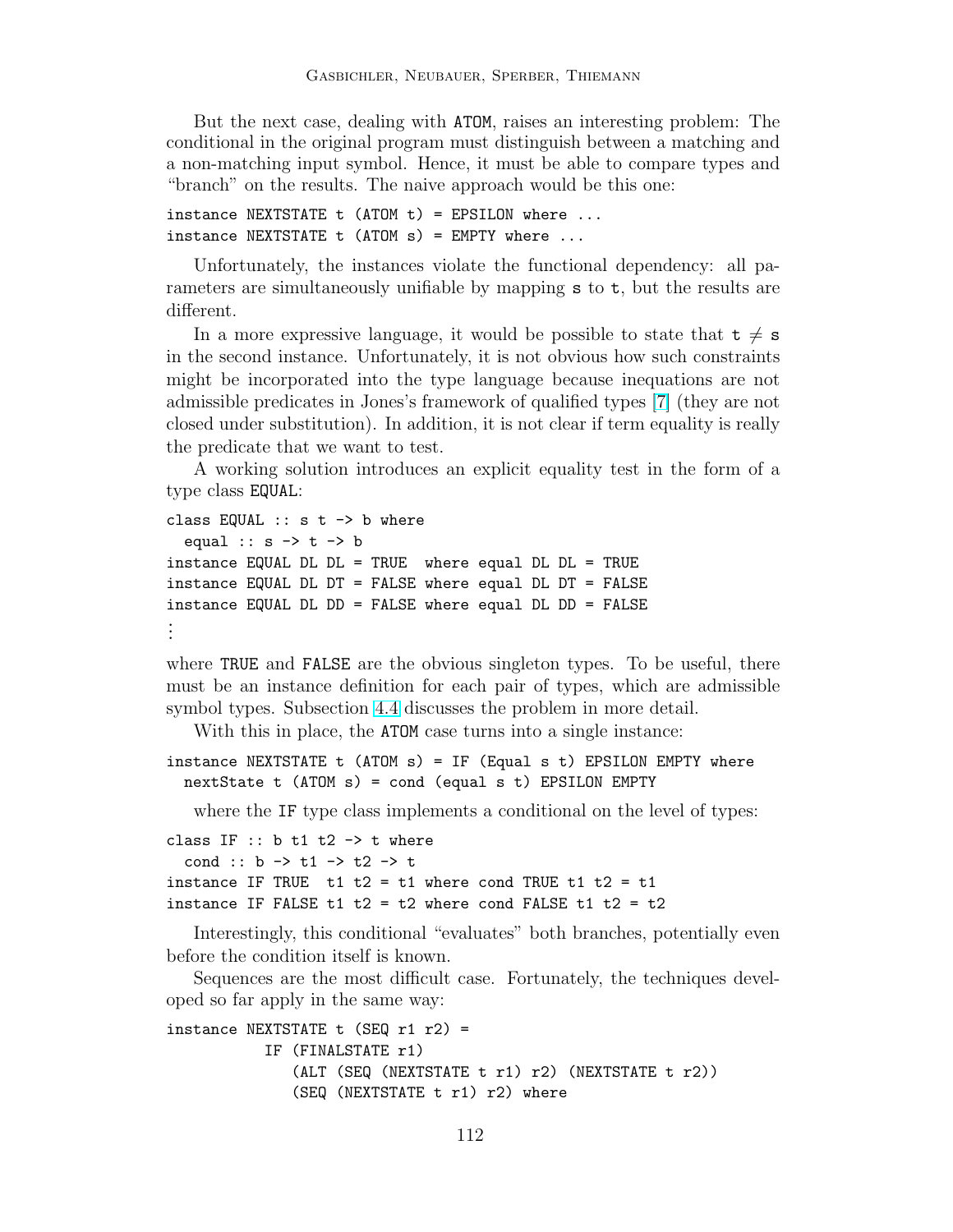But the next case, dealing with ATOM, raises an interesting problem: The conditional in the original program must distinguish between a matching and a non-matching input symbol. Hence, it must be able to compare types and "branch" on the results. The naive approach would be this one:

```
instance NEXTSTATE t (ATOM t) = EPSILON where ...
instance NEXTSTATE t (ATOM s) = EMPTY where ...
```

Unfortunately, the instances violate the functional dependency: all parameters are simultaneously unifiable by mapping s to t, but the results are different.

In a more expressive language, it would be possible to state that $\mathtt{t} \neq \mathtt{s}$ in the second instance. Unfortunately, it is not obvious how such constraints might be incorporated into the type language because inequations are not admissible predicates in Jones's framework of qualified types [7] (they are not closed under substitution). In addition, it is not clear if term equality is really the predicate that we want to test.

A working solution introduces an explicit equality test in the form of a type class EQUAL:

```
class EQUAL :: s t -> b where
  equal :: s -> t -> b
instance EQUAL DL DL = TRUE  where equal DL DL = TRUE
instance EQUAL DL DT = FALSE where equal DL DT = FALSE
instance EQUAL DL DD = FALSE where equal DL DD = FALSE
⋮
```

where TRUE and FALSE are the obvious singleton types. To be useful, there must be an instance definition for each pair of types, which are admissible symbol types. Subsection 4.4 discusses the problem in more detail.

With this in place, the ATOM case turns into a single instance:

```
instance NEXTSTATE t (ATOM s) = IF (Equal s t) EPSILON EMPTY where
  nextState t (ATOM s) = cond (equal s t) EPSILON EMPTY
```

where the IF type class implements a conditional on the level of types:

```
class IF :: b t1 t2 -> t where
  cond :: b -> t1 -> t2 -> t
instance IF TRUE  t1 t2 = t1 where cond TRUE t1 t2 = t1
instance IF FALSE t1 t2 = t2 where cond FALSE t1 t2 = t2
```

Interestingly, this conditional "evaluates" both branches, potentially even before the condition itself is known.

Sequences are the most difficult case. Fortunately, the techniques developed so far apply in the same way:

```
instance NEXTSTATE t (SEQ r1 r2) =
           IF (FINALSTATE r1)
              (ALT (SEQ (NEXTSTATE t r1) r2) (NEXTSTATE t r2))
              (SEQ (NEXTSTATE t r1) r2) where
```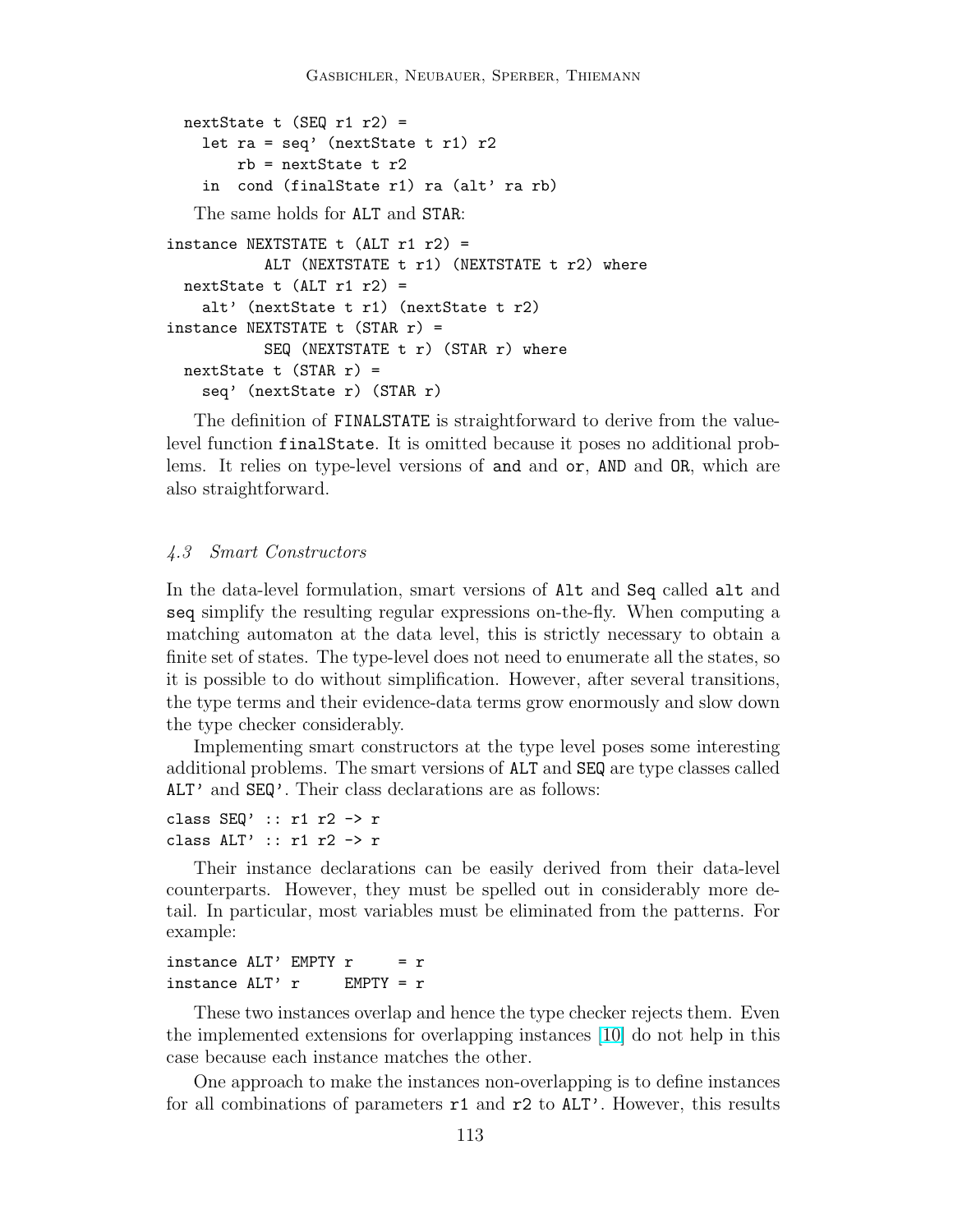```
  nextState t (SEQ r1 r2) =
    let ra = seq' (nextState t r1) r2
        rb = nextState t r2
    in  cond (finalState r1) ra (alt' ra rb)
```

The same holds for ALT and STAR:

```
instance NEXTSTATE t (ALT r1 r2) =
           ALT (NEXTSTATE t r1) (NEXTSTATE t r2) where
  nextState t (ALT r1 r2) =
    alt' (nextState t r1) (nextState t r2)
instance NEXTSTATE t (STAR r) =
           SEQ (NEXTSTATE t r) (STAR r) where
  nextState t (STAR r) =
    seq' (nextState r) (STAR r)
```

The definition of FINALSTATE is straightforward to derive from the value-level function `finalState`. It is omitted because it poses no additional problems. It relies on type-level versions of `and` and `or`, AND and OR, which are also straightforward.

### *4.3 Smart Constructors*

In the data-level formulation, smart versions of `Alt` and `Seq` called `alt` and `seq` simplify the resulting regular expressions on-the-fly. When computing a matching automaton at the data level, this is strictly necessary to obtain a finite set of states. The type-level does not need to enumerate all the states, so it is possible to do without simplification. However, after several transitions, the type terms and their evidence-data terms grow enormously and slow down the type checker considerably.

Implementing smart constructors at the type level poses some interesting additional problems. The smart versions of ALT and SEQ are type classes called ALT' and SEQ'. Their class declarations are as follows:

```
class SEQ' :: r1 r2 -> r
class ALT' :: r1 r2 -> r
```

Their instance declarations can be easily derived from their data-level counterparts. However, they must be spelled out in considerably more detail. In particular, most variables must be eliminated from the patterns. For example:

```
instance ALT' EMPTY r     = r
instance ALT' r     EMPTY = r
```

These two instances overlap and hence the type checker rejects them. Even the implemented extensions for overlapping instances [10] do not help in this case because each instance matches the other.

One approach to make the instances non-overlapping is to define instances for all combinations of parameters `r1` and `r2` to ALT'. However, this results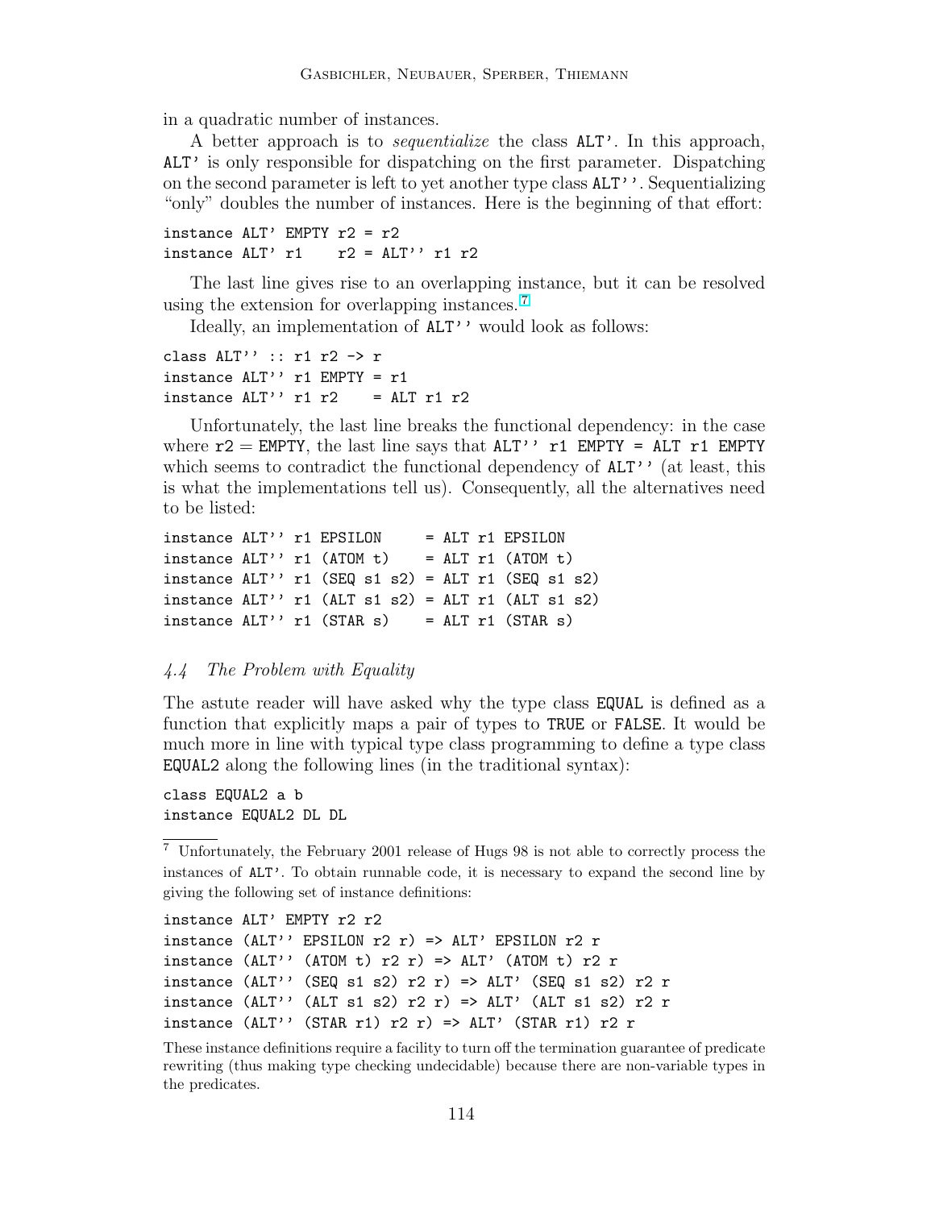in a quadratic number of instances.

A better approach is to *sequentialize* the class ALT'. In this approach, ALT' is only responsible for dispatching on the first parameter. Dispatching on the second parameter is left to yet another type class ALT''. Sequentializing "only" doubles the number of instances. Here is the beginning of that effort:

```
instance ALT' EMPTY r2 = r2
instance ALT' r1    r2 = ALT'' r1 r2
```

The last line gives rise to an overlapping instance, but it can be resolved using the extension for overlapping instances.[7]

Ideally, an implementation of ALT'' would look as follows:

```
class ALT'' :: r1 r2 -> r
instance ALT'' r1 EMPTY = r1
instance ALT'' r1 r2    = ALT r1 r2
```

Unfortunately, the last line breaks the functional dependency: in the case where r2 = EMPTY, the last line says that ALT'' r1 EMPTY = ALT r1 EMPTY which seems to contradict the functional dependency of ALT'' (at least, this is what the implementations tell us). Consequently, all the alternatives need to be listed:

```
instance ALT'' r1 EPSILON     = ALT r1 EPSILON
instance ALT'' r1 (ATOM t)    = ALT r1 (ATOM t)
instance ALT'' r1 (SEQ s1 s2) = ALT r1 (SEQ s1 s2)
instance ALT'' r1 (ALT s1 s2) = ALT r1 (ALT s1 s2)
instance ALT'' r1 (STAR s)    = ALT r1 (STAR s)
```

### 4.4 The Problem with Equality

The astute reader will have asked why the type class EQUAL is defined as a function that explicitly maps a pair of types to TRUE or FALSE. It would be much more in line with typical type class programming to define a type class EQUAL2 along the following lines (in the traditional syntax):

```
class EQUAL2 a b
instance EQUAL2 DL DL
```

---

[7] Unfortunately, the February 2001 release of Hugs 98 is not able to correctly process the instances of ALT'. To obtain runnable code, it is necessary to expand the second line by giving the following set of instance definitions:

```
instance ALT' EMPTY r2 r2
instance (ALT'' EPSILON r2 r) => ALT' EPSILON r2 r
instance (ALT'' (ATOM t) r2 r) => ALT' (ATOM t) r2 r
instance (ALT'' (SEQ s1 s2) r2 r) => ALT' (SEQ s1 s2) r2 r
instance (ALT'' (ALT s1 s2) r2 r) => ALT' (ALT s1 s2) r2 r
instance (ALT'' (STAR r1) r2 r) => ALT' (STAR r1) r2 r
```

These instance definitions require a facility to turn off the termination guarantee of predicate rewriting (thus making type checking undecidable) because there are non-variable types in the predicates.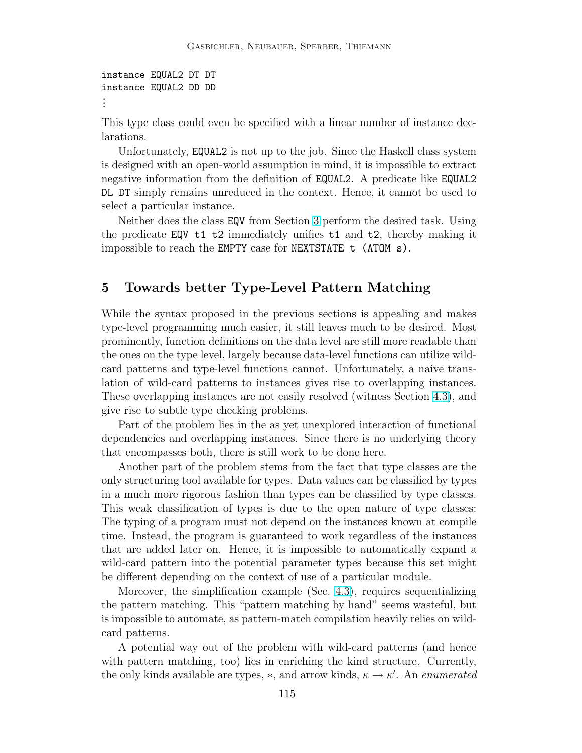```
instance EQUAL2 DT DT
instance EQUAL2 DD DD
⋮
```

This type class could even be specified with a linear number of instance declarations.

Unfortunately, `EQUAL2` is not up to the job. Since the Haskell class system is designed with an open-world assumption in mind, it is impossible to extract negative information from the definition of `EQUAL2`. A predicate like `EQUAL2 DL DT` simply remains unreduced in the context. Hence, it cannot be used to select a particular instance.

Neither does the class `EQV` from Section 3 perform the desired task. Using the predicate `EQV t1 t2` immediately unifies `t1` and `t2`, thereby making it impossible to reach the `EMPTY` case for `NEXTSTATE t (ATOM s)`.

## 5 Towards better Type-Level Pattern Matching

While the syntax proposed in the previous sections is appealing and makes type-level programming much easier, it still leaves much to be desired. Most prominently, function definitions on the data level are still more readable than the ones on the type level, largely because data-level functions can utilize wild-card patterns and type-level functions cannot. Unfortunately, a naive translation of wild-card patterns to instances gives rise to overlapping instances. These overlapping instances are not easily resolved (witness Section 4.3), and give rise to subtle type checking problems.

Part of the problem lies in the as yet unexplored interaction of functional dependencies and overlapping instances. Since there is no underlying theory that encompasses both, there is still work to be done here.

Another part of the problem stems from the fact that type classes are the only structuring tool available for types. Data values can be classified by types in a much more rigorous fashion than types can be classified by type classes. This weak classification of types is due to the open nature of type classes: The typing of a program must not depend on the instances known at compile time. Instead, the program is guaranteed to work regardless of the instances that are added later on. Hence, it is impossible to automatically expand a wild-card pattern into the potential parameter types because this set might be different depending on the context of use of a particular module.

Moreover, the simplification example (Sec. 4.3), requires sequentializing the pattern matching. This "pattern matching by hand" seems wasteful, but is impossible to automate, as pattern-match compilation heavily relies on wild-card patterns.

A potential way out of the problem with wild-card patterns (and hence with pattern matching, too) lies in enriching the kind structure. Currently, the only kinds available are types, $*$, and arrow kinds, $\kappa \to \kappa'$. An *enumerated*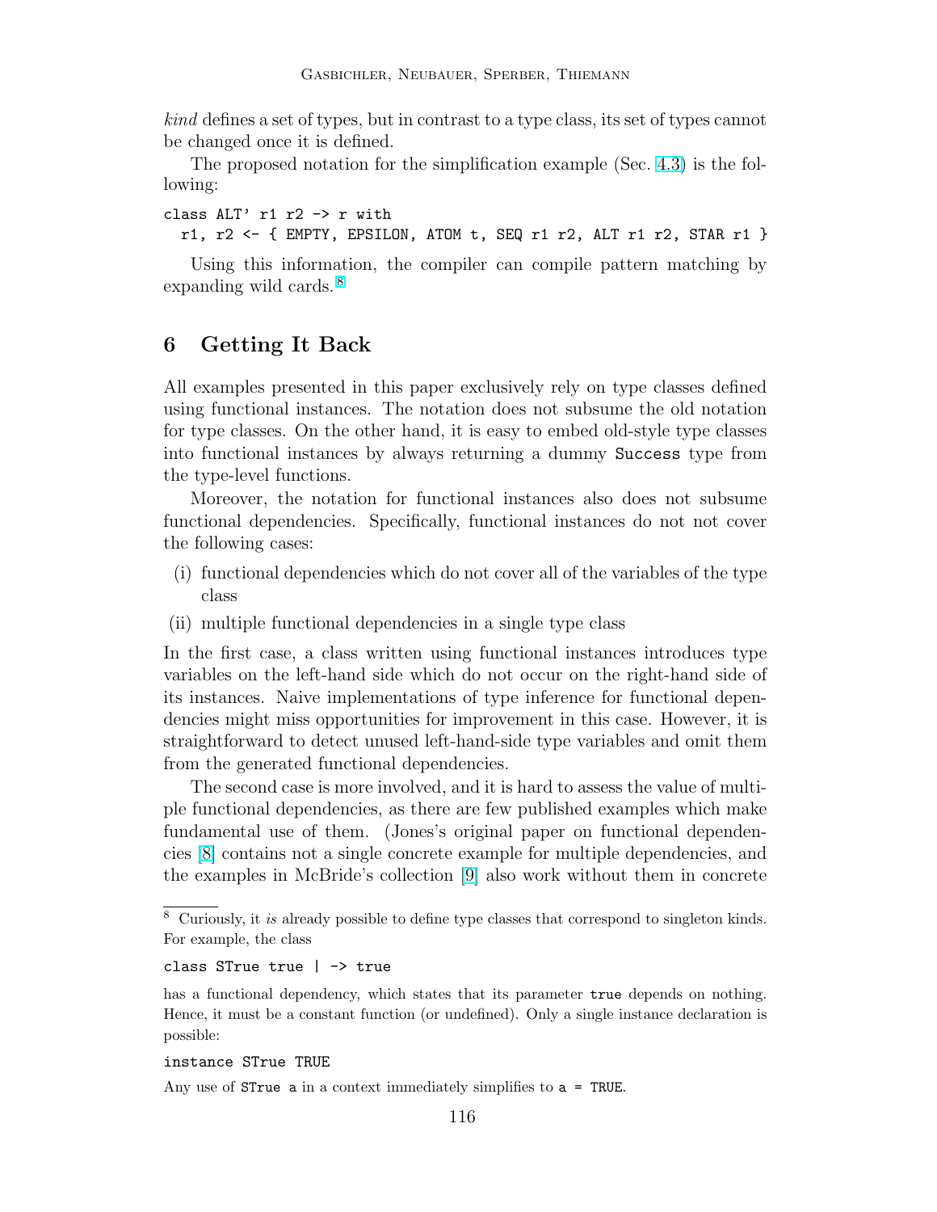*kind* defines a set of types, but in contrast to a type class, its set of types cannot be changed once it is defined.

The proposed notation for the simplification example (Sec. 4.3) is the following:

```
class ALT' r1 r2 -> r with
  r1, r2 <- { EMPTY, EPSILON, ATOM t, SEQ r1 r2, ALT r1 r2, STAR r1 }
```

Using this information, the compiler can compile pattern matching by expanding wild cards.[8]

## 6 Getting It Back

All examples presented in this paper exclusively rely on type classes defined using functional instances. The notation does not subsume the old notation for type classes. On the other hand, it is easy to embed old-style type classes into functional instances by always returning a dummy `Success` type from the type-level functions.

Moreover, the notation for functional instances also does not subsume functional dependencies. Specifically, functional instances do not not cover the following cases:

- (i) functional dependencies which do not cover all of the variables of the type class
- (ii) multiple functional dependencies in a single type class

In the first case, a class written using functional instances introduces type variables on the left-hand side which do not occur on the right-hand side of its instances. Naive implementations of type inference for functional dependencies might miss opportunities for improvement in this case. However, it is straightforward to detect unused left-hand-side type variables and omit them from the generated functional dependencies.

The second case is more involved, and it is hard to assess the value of multiple functional dependencies, as there are few published examples which make fundamental use of them. (Jones's original paper on functional dependencies [8] contains not a single concrete example for multiple dependencies, and the examples in McBride's collection [9] also work without them in concrete

---

[8] Curiously, it *is* already possible to define type classes that correspond to singleton kinds. For example, the class

```
class STrue true | -> true
```

has a functional dependency, which states that its parameter `true` depends on nothing. Hence, it must be a constant function (or undefined). Only a single instance declaration is possible:

```
instance STrue TRUE
```

Any use of `STrue a` in a context immediately simplifies to `a = TRUE`.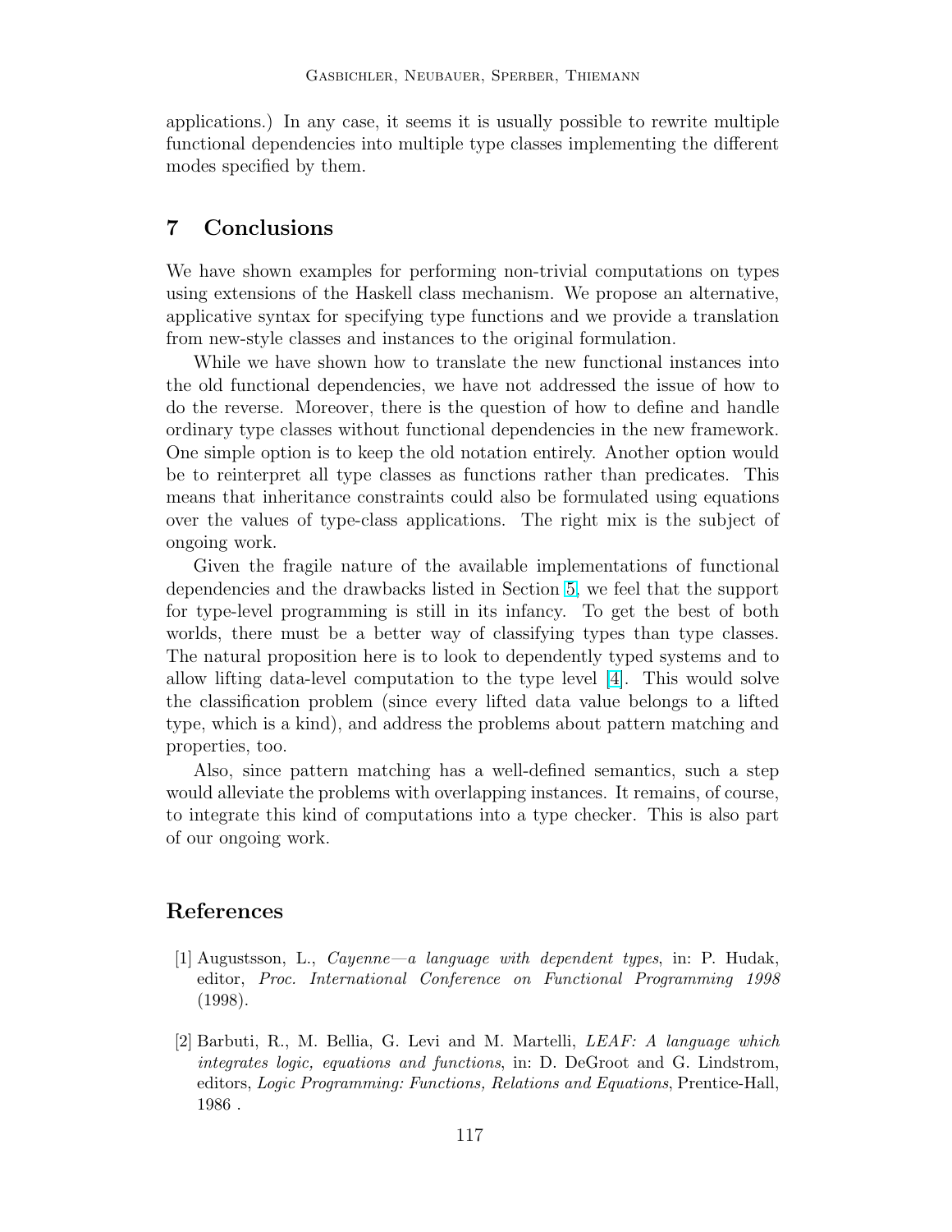applications.) In any case, it seems it is usually possible to rewrite multiple functional dependencies into multiple type classes implementing the different modes specified by them.

## 7 Conclusions

We have shown examples for performing non-trivial computations on types using extensions of the Haskell class mechanism. We propose an alternative, applicative syntax for specifying type functions and we provide a translation from new-style classes and instances to the original formulation.

While we have shown how to translate the new functional instances into the old functional dependencies, we have not addressed the issue of how to do the reverse. Moreover, there is the question of how to define and handle ordinary type classes without functional dependencies in the new framework. One simple option is to keep the old notation entirely. Another option would be to reinterpret all type classes as functions rather than predicates. This means that inheritance constraints could also be formulated using equations over the values of type-class applications. The right mix is the subject of ongoing work.

Given the fragile nature of the available implementations of functional dependencies and the drawbacks listed in Section 5, we feel that the support for type-level programming is still in its infancy. To get the best of both worlds, there must be a better way of classifying types than type classes. The natural proposition here is to look to dependently typed systems and to allow lifting data-level computation to the type level [4]. This would solve the classification problem (since every lifted data value belongs to a lifted type, which is a kind), and address the problems about pattern matching and properties, too.

Also, since pattern matching has a well-defined semantics, such a step would alleviate the problems with overlapping instances. It remains, of course, to integrate this kind of computations into a type checker. This is also part of our ongoing work.

## References

[1] Augustsson, L., *Cayenne—a language with dependent types*, in: P. Hudak, editor, *Proc. International Conference on Functional Programming 1998* (1998).

[2] Barbuti, R., M. Bellia, G. Levi and M. Martelli, *LEAF: A language which integrates logic, equations and functions*, in: D. DeGroot and G. Lindstrom, editors, *Logic Programming: Functions, Relations and Equations*, Prentice-Hall, 1986 .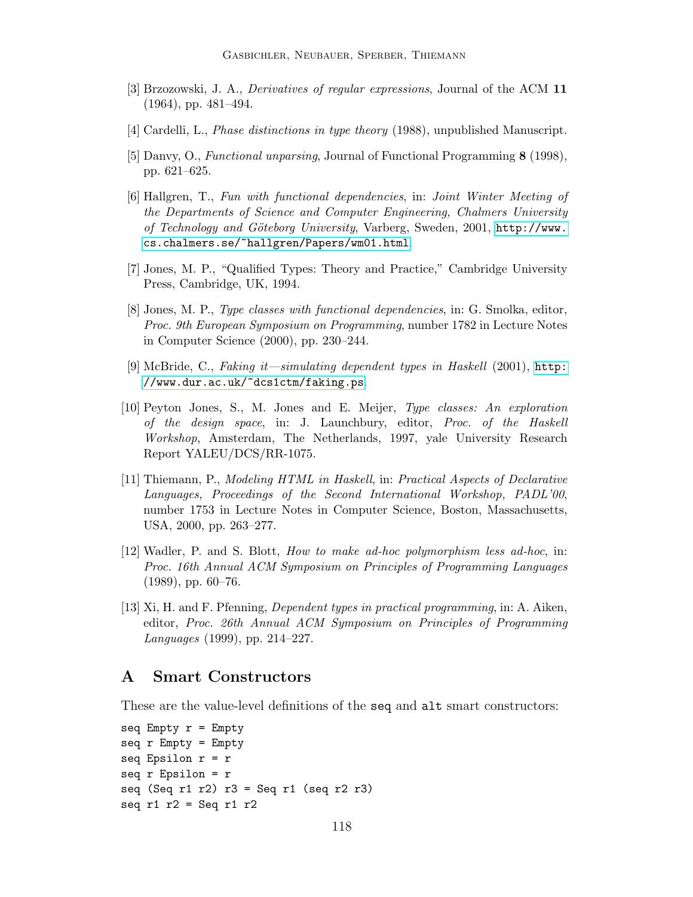[3] Brzozowski, J. A., *Derivatives of regular expressions*, Journal of the ACM **11** (1964), pp. 481–494.

[4] Cardelli, L., *Phase distinctions in type theory* (1988), unpublished Manuscript.

[5] Danvy, O., *Functional unparsing*, Journal of Functional Programming **8** (1998), pp. 621–625.

[6] Hallgren, T., *Fun with functional dependencies*, in: *Joint Winter Meeting of the Departments of Science and Computer Engineering, Chalmers University of Technology and Göteborg University*, Varberg, Sweden, 2001, http://www.cs.chalmers.se/~hallgren/Papers/wm01.html.

[7] Jones, M. P., "Qualified Types: Theory and Practice," Cambridge University Press, Cambridge, UK, 1994.

[8] Jones, M. P., *Type classes with functional dependencies*, in: G. Smolka, editor, *Proc. 9th European Symposium on Programming*, number 1782 in Lecture Notes in Computer Science (2000), pp. 230–244.

[9] McBride, C., *Faking it—simulating dependent types in Haskell* (2001), http://www.dur.ac.uk/~dcs1ctm/faking.ps.

[10] Peyton Jones, S., M. Jones and E. Meijer, *Type classes: An exploration of the design space*, in: J. Launchbury, editor, *Proc. of the Haskell Workshop*, Amsterdam, The Netherlands, 1997, yale University Research Report YALEU/DCS/RR-1075.

[11] Thiemann, P., *Modeling HTML in Haskell*, in: *Practical Aspects of Declarative Languages, Proceedings of the Second International Workshop, PADL'00*, number 1753 in Lecture Notes in Computer Science, Boston, Massachusetts, USA, 2000, pp. 263–277.

[12] Wadler, P. and S. Blott, *How to make ad-hoc polymorphism less ad-hoc*, in: *Proc. 16th Annual ACM Symposium on Principles of Programming Languages* (1989), pp. 60–76.

[13] Xi, H. and F. Pfenning, *Dependent types in practical programming*, in: A. Aiken, editor, *Proc. 26th Annual ACM Symposium on Principles of Programming Languages* (1999), pp. 214–227.

## A Smart Constructors

These are the value-level definitions of the `seq` and `alt` smart constructors:

```
seq Empty r = Empty
seq r Empty = Empty
seq Epsilon r = r
seq r Epsilon = r
seq (Seq r1 r2) r3 = Seq r1 (seq r2 r3)
seq r1 r2 = Seq r1 r2
```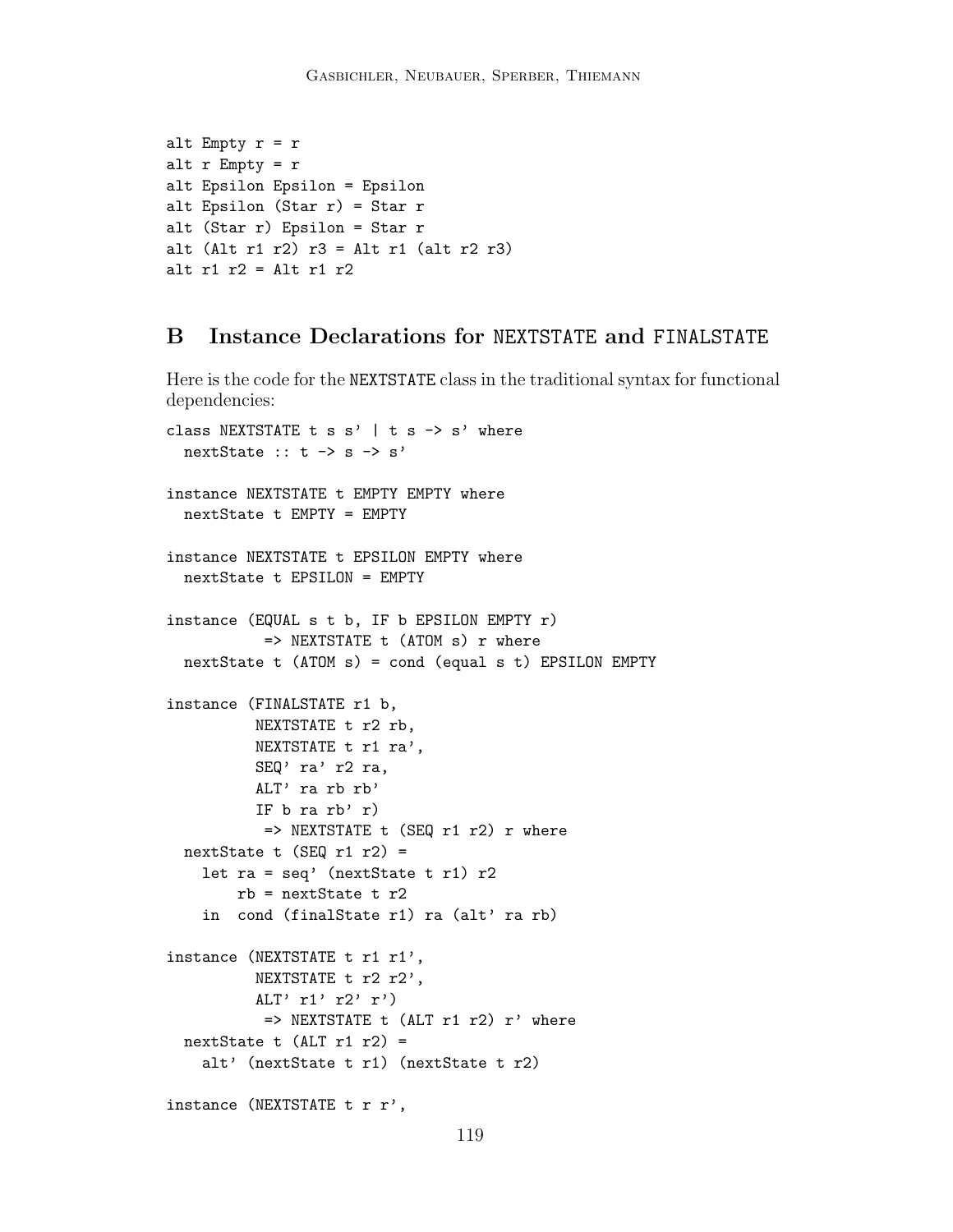```
alt Empty r = r
alt r Empty = r
alt Epsilon Epsilon = Epsilon
alt Epsilon (Star r) = Star r
alt (Star r) Epsilon = Star r
alt (Alt r1 r2) r3 = Alt r1 (alt r2 r3)
alt r1 r2 = Alt r1 r2
```

## B Instance Declarations for NEXTSTATE and FINALSTATE

Here is the code for the NEXTSTATE class in the traditional syntax for functional dependencies:

```
class NEXTSTATE t s s' | t s -> s' where
  nextState :: t -> s -> s'

instance NEXTSTATE t EMPTY EMPTY where
  nextState t EMPTY = EMPTY

instance NEXTSTATE t EPSILON EMPTY where
  nextState t EPSILON = EMPTY

instance (EQUAL s t b, IF b EPSILON EMPTY r)
          => NEXTSTATE t (ATOM s) r where
  nextState t (ATOM s) = cond (equal s t) EPSILON EMPTY

instance (FINALSTATE r1 b,
          NEXTSTATE t r2 rb,
          NEXTSTATE t r1 ra',
          SEQ' ra' r2 ra,
          ALT' ra rb rb'
          IF b ra rb' r)
          => NEXTSTATE t (SEQ r1 r2) r where
  nextState t (SEQ r1 r2) =
    let ra = seq' (nextState t r1) r2
        rb = nextState t r2
    in  cond (finalState r1) ra (alt' ra rb)

instance (NEXTSTATE t r1 r1',
          NEXTSTATE t r2 r2',
          ALT' r1' r2' r')
          => NEXTSTATE t (ALT r1 r2) r' where
  nextState t (ALT r1 r2) =
    alt' (nextState t r1) (nextState t r2)

instance (NEXTSTATE t r r',
```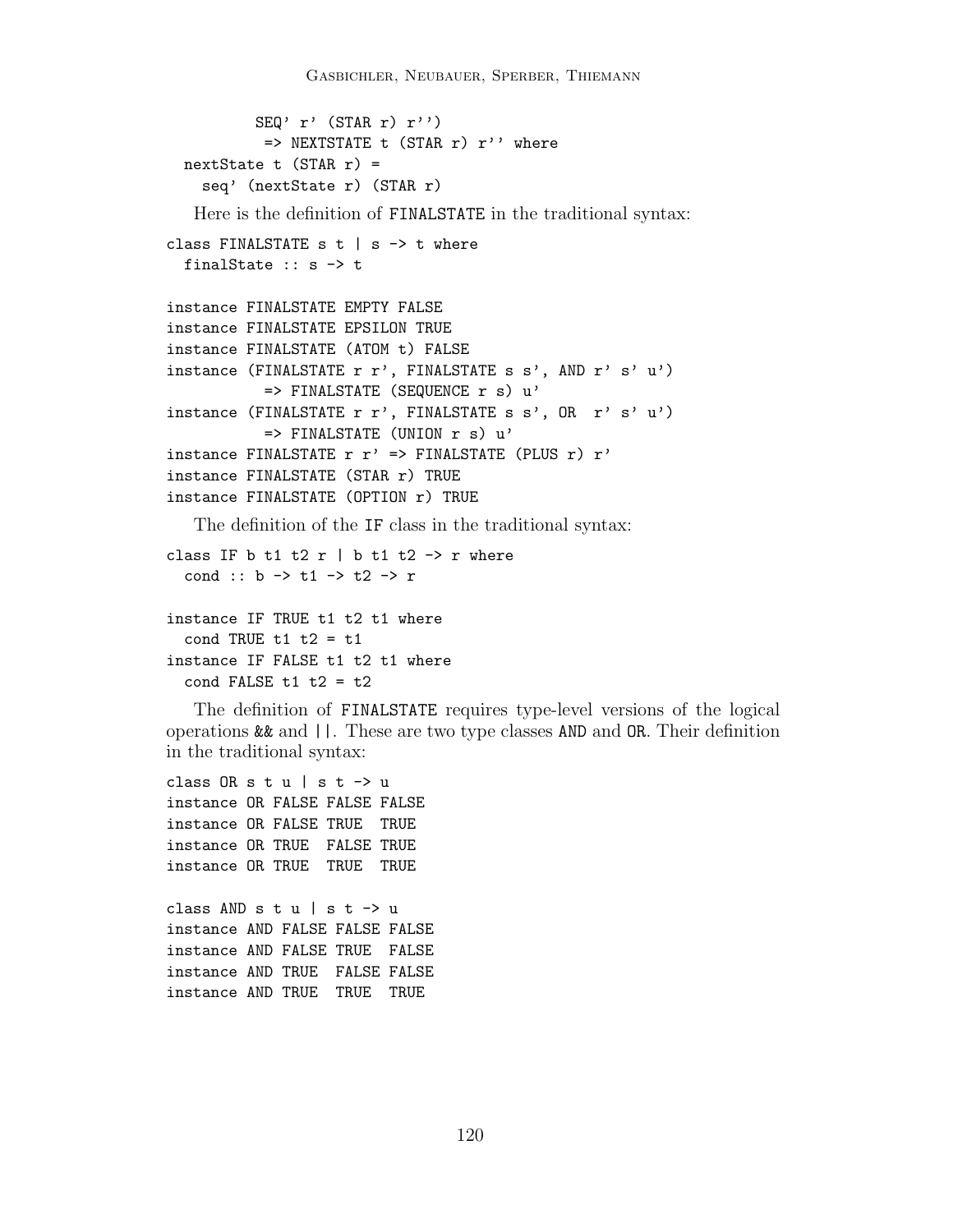```
         SEQ' r' (STAR r) r'')
          => NEXTSTATE t (STAR r) r'' where
  nextState t (STAR r) =
    seq' (nextState r) (STAR r)
```

Here is the definition of FINALSTATE in the traditional syntax:

```
class FINALSTATE s t | s -> t where
  finalState :: s -> t

instance FINALSTATE EMPTY FALSE
instance FINALSTATE EPSILON TRUE
instance FINALSTATE (ATOM t) FALSE
instance (FINALSTATE r r', FINALSTATE s s', AND r' s' u')
          => FINALSTATE (SEQUENCE r s) u'
instance (FINALSTATE r r', FINALSTATE s s', OR  r' s' u')
          => FINALSTATE (UNION r s) u'
instance FINALSTATE r r' => FINALSTATE (PLUS r) r'
instance FINALSTATE (STAR r) TRUE
instance FINALSTATE (OPTION r) TRUE
```

The definition of the IF class in the traditional syntax:

```
class IF b t1 t2 r | b t1 t2 -> r where
  cond :: b -> t1 -> t2 -> r

instance IF TRUE t1 t2 t1 where
  cond TRUE t1 t2 = t1
instance IF FALSE t1 t2 t1 where
  cond FALSE t1 t2 = t2
```

The definition of FINALSTATE requires type-level versions of the logical operations && and ||. These are two type classes AND and OR. Their definition in the traditional syntax:

```
class OR s t u | s t -> u
instance OR FALSE FALSE FALSE
instance OR FALSE TRUE  TRUE
instance OR TRUE  FALSE TRUE
instance OR TRUE  TRUE  TRUE

class AND s t u | s t -> u
instance AND FALSE FALSE FALSE
instance AND FALSE TRUE  FALSE
instance AND TRUE  FALSE FALSE
instance AND TRUE  TRUE  TRUE
```